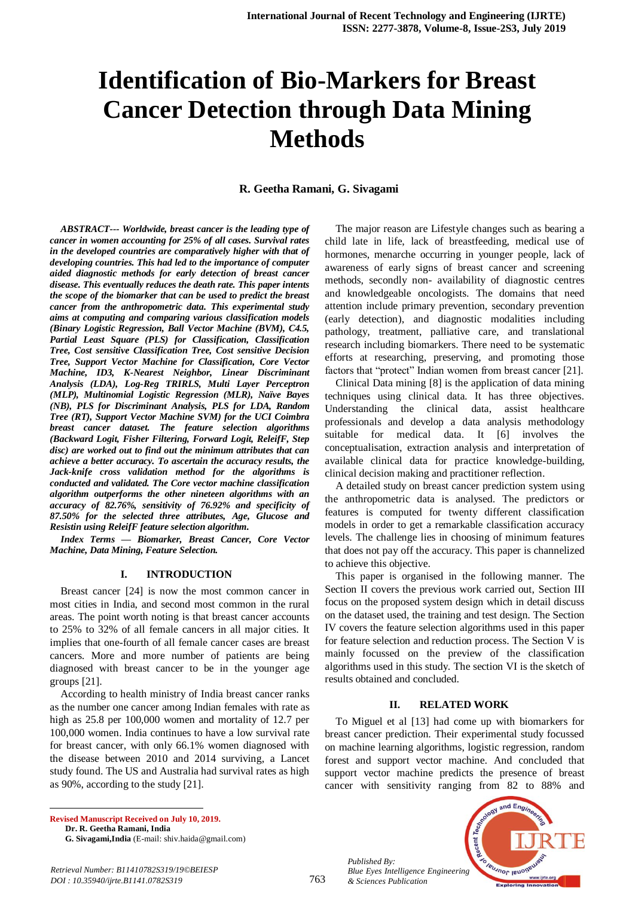# Identification of Bio-Markers for Breast Cancer Detection through Data Mining Methods

**R. Geetha Ramani, G. Sivagami**

***ABSTRACT--- Worldwide, breast cancer is the leading type of cancer in women accounting for 25% of all cases. Survival rates in the developed countries are comparatively higher with that of developing countries. This had led to the importance of computer aided diagnostic methods for early detection of breast cancer disease. This eventually reduces the death rate. This paper intents the scope of the biomarker that can be used to predict the breast cancer from the anthropometric data. This experimental study aims at computing and comparing various classification models (Binary Logistic Regression, Ball Vector Machine (BVM), C4.5, Partial Least Square (PLS) for Classification, Classification Tree, Cost sensitive Classification Tree, Cost sensitive Decision Tree, Support Vector Machine for Classification, Core Vector Machine, ID3, K-Nearest Neighbor, Linear Discriminant Analysis (LDA), Log-Reg TRIRLS, Multi Layer Perceptron (MLP), Multinomial Logistic Regression (MLR), Naïve Bayes (NB), PLS for Discriminant Analysis, PLS for LDA, Random Tree (RT), Support Vector Machine SVM) for the UCI Coimbra breast cancer dataset. The feature selection algorithms (Backward Logit, Fisher Filtering, Forward Logit, ReleifF, Step disc) are worked out to find out the minimum attributes that can achieve a better accuracy. To ascertain the accuracy results, the Jack-knife cross validation method for the algorithms is conducted and validated. The Core vector machine classification algorithm outperforms the other nineteen algorithms with an accuracy of 82.76%, sensitivity of 76.92% and specificity of 87.50% for the selected three attributes, Age, Glucose and Resistin using ReleifF feature selection algorithm.***

***Index Terms — Biomarker, Breast Cancer, Core Vector Machine, Data Mining, Feature Selection.***

## I. INTRODUCTION

Breast cancer [24] is now the most common cancer in most cities in India, and second most common in the rural areas. The point worth noting is that breast cancer accounts to 25% to 32% of all female cancers in all major cities. It implies that one-fourth of all female cancer cases are breast cancers. More and more number of patients are being diagnosed with breast cancer to be in the younger age groups [21].

According to health ministry of India breast cancer ranks as the number one cancer among Indian females with rate as high as 25.8 per 100,000 women and mortality of 12.7 per 100,000 women. India continues to have a low survival rate for breast cancer, with only 66.1% women diagnosed with the disease between 2010 and 2014 surviving, a Lancet study found. The US and Australia had survival rates as high as 90%, according to the study [21].

The major reason are Lifestyle changes such as bearing a child late in life, lack of breastfeeding, medical use of hormones, menarche occurring in younger people, lack of awareness of early signs of breast cancer and screening methods, secondly non- availability of diagnostic centres and knowledgeable oncologists. The domains that need attention include primary prevention, secondary prevention (early detection), and diagnostic modalities including pathology, treatment, palliative care, and translational research including biomarkers. There need to be systematic efforts at researching, preserving, and promoting those factors that "protect" Indian women from breast cancer [21].

Clinical Data mining [8] is the application of data mining techniques using clinical data. It has three objectives. Understanding the clinical data, assist healthcare professionals and develop a data analysis methodology suitable for medical data. It [6] involves the conceptualisation, extraction analysis and interpretation of available clinical data for practice knowledge-building, clinical decision making and practitioner reflection.

A detailed study on breast cancer prediction system using the anthropometric data is analysed. The predictors or features is computed for twenty different classification models in order to get a remarkable classification accuracy levels. The challenge lies in choosing of minimum features that does not pay off the accuracy. This paper is channelized to achieve this objective.

This paper is organised in the following manner. The Section II covers the previous work carried out, Section III focus on the proposed system design which in detail discuss on the dataset used, the training and test design. The Section IV covers the feature selection algorithms used in this paper for feature selection and reduction process. The Section V is mainly focussed on the preview of the classification algorithms used in this study. The section VI is the sketch of results obtained and concluded.

## II. RELATED WORK

To Miguel et al [13] had come up with biomarkers for breast cancer prediction. Their experimental study focussed on machine learning algorithms, logistic regression, random forest and support vector machine. And concluded that support vector machine predicts the presence of breast cancer with sensitivity ranging from 82 to 88% and

**Revised Manuscript Received on July 10, 2019.**
**Dr. R. Geetha Ramani, India**
**G. Sivagami,India** (E-mail: shiv.haida@gmail.com)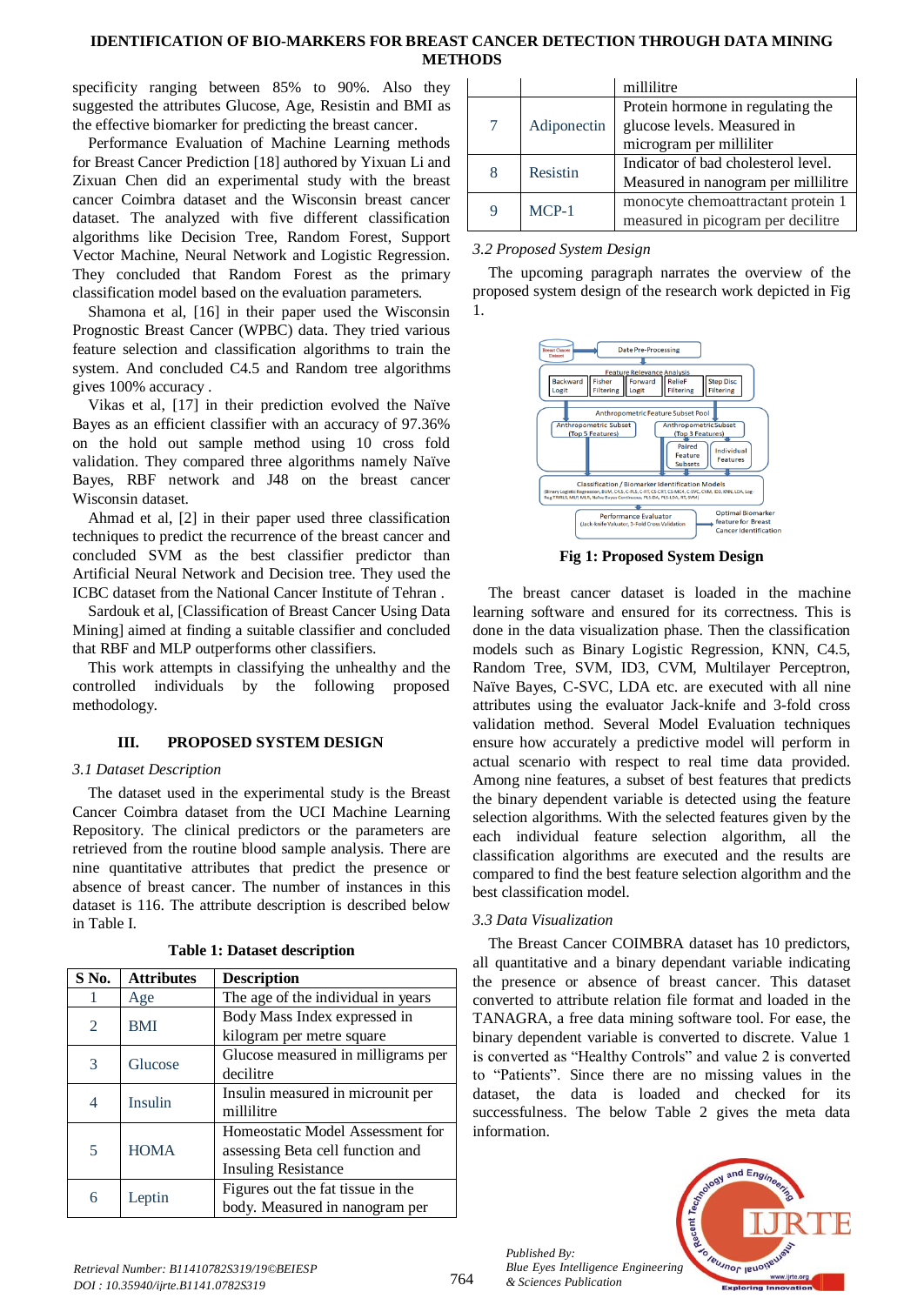specificity ranging between 85% to 90%. Also they suggested the attributes Glucose, Age, Resistin and BMI as the effective biomarker for predicting the breast cancer.

Performance Evaluation of Machine Learning methods for Breast Cancer Prediction [18] authored by Yixuan Li and Zixuan Chen did an experimental study with the breast cancer Coimbra dataset and the Wisconsin breast cancer dataset. The analyzed with five different classification algorithms like Decision Tree, Random Forest, Support Vector Machine, Neural Network and Logistic Regression. They concluded that Random Forest as the primary classification model based on the classification parameters.

Shamona et al, [16] in their paper used the Wisconsin Prognostic Breast Cancer (WPBC) data. They tried various feature selection and classification algorithms to train the system. And concluded C4.5 and Random tree algorithms gives 100% accuracy .

Vikas et al, [17] in their prediction evolved the Naïve Bayes as an efficient classifier with an accuracy of 97.36% on the hold out sample method using 10 cross fold validation. They compared three algorithms namely Naïve Bayes, RBF network and J48 on the breast cancer Wisconsin dataset.

Ahmad et al, [2] in their paper used three classification techniques to predict the recurrence of the breast cancer and concluded SVM as the best classifier predictor than Artificial Neural Network and Decision tree. They used the ICBC dataset from the National Cancer Institute of Tehran .

Sardouk et al, [Classification of Breast Cancer Using Data Mining] aimed at finding a suitable classifier and concluded that RBF and MLP outperforms other classifiers.

This work attempts in classifying the unhealthy and the controlled individuals by the following proposed methodology.

## III. PROPOSED SYSTEM DESIGN

### *3.1 Dataset Description*

The dataset used in the experimental study is the Breast Cancer Coimbra dataset from the UCI Machine Learning Repository. The clinical predictors or the parameters are retrieved from the routine blood sample analysis. There are nine quantitative attributes that predict the presence or absence of breast cancer. The number of instances in this dataset is 116. The attribute description is described below in Table I.

**Table 1: Dataset description**

| S No. | Attributes | Description |
|---|---|---|
| 1 | Age | The age of the individual in years |
| 2 | BMI | Body Mass Index expressed in kilogram per metre square |
| 3 | Glucose | Glucose measured in milligrams per decilitre |
| 4 | Insulin | Insulin measured in microunit per millilitre |
| 5 | HOMA | Homeostatic Model Assessment for assessing Beta cell function and Insuling Resistance |
| 6 | Leptin | Figures out the fat tissue in the body. Measured in nanogram per millilitre |
| 7 | Adiponectin | Protein hormone in regulating the glucose levels. Measured in microgram per milliliter |
| 8 | Resistin | Indicator of bad cholesterol level. Measured in nanogram per millilitre |
| 9 | MCP-1 | monocyte chemoattractant protein 1 measured in picogram per decilitre |

### *3.2 Proposed System Design*

The upcoming paragraph narrates the overview of the proposed system design of the research work depicted in Fig 1.

**Fig 1: Proposed System Design**

The breast cancer dataset is loaded in the machine learning software and ensured for its correctness. This is done in the data visualization phase. Then the classification models such as Binary Logistic Regression, KNN, C4.5, Random Tree, SVM, ID3, CVM, Multilayer Perceptron, Naïve Bayes, C-SVC, LDA etc. are executed with all nine attributes using the evaluator Jack-knife and 3-fold cross validation method. Several Model Evaluation techniques ensure how accurately a predictive model will perform in actual scenario with respect to real time data provided. Among nine features, a subset of best features that predicts the binary dependent variable is detected using the feature selection algorithms. With the selected features given by the each individual feature selection algorithm, all the classification algorithms are executed and the results are compared to find the best feature selection algorithm and the best classification model.

### *3.3 Data Visualization*

The Breast Cancer COIMBRA dataset has 10 predictors, all quantitative and a binary dependant variable indicating the presence or absence of breast cancer. This dataset converted to attribute relation file format and loaded in the TANAGRA, a free data mining software tool. For ease, the binary dependent variable is converted to discrete. Value 1 is converted as "Healthy Controls" and value 2 is converted to "Patients". Since there are no missing values in the dataset, the data is loaded and checked for its successfulness. The below Table 2 gives the meta data information.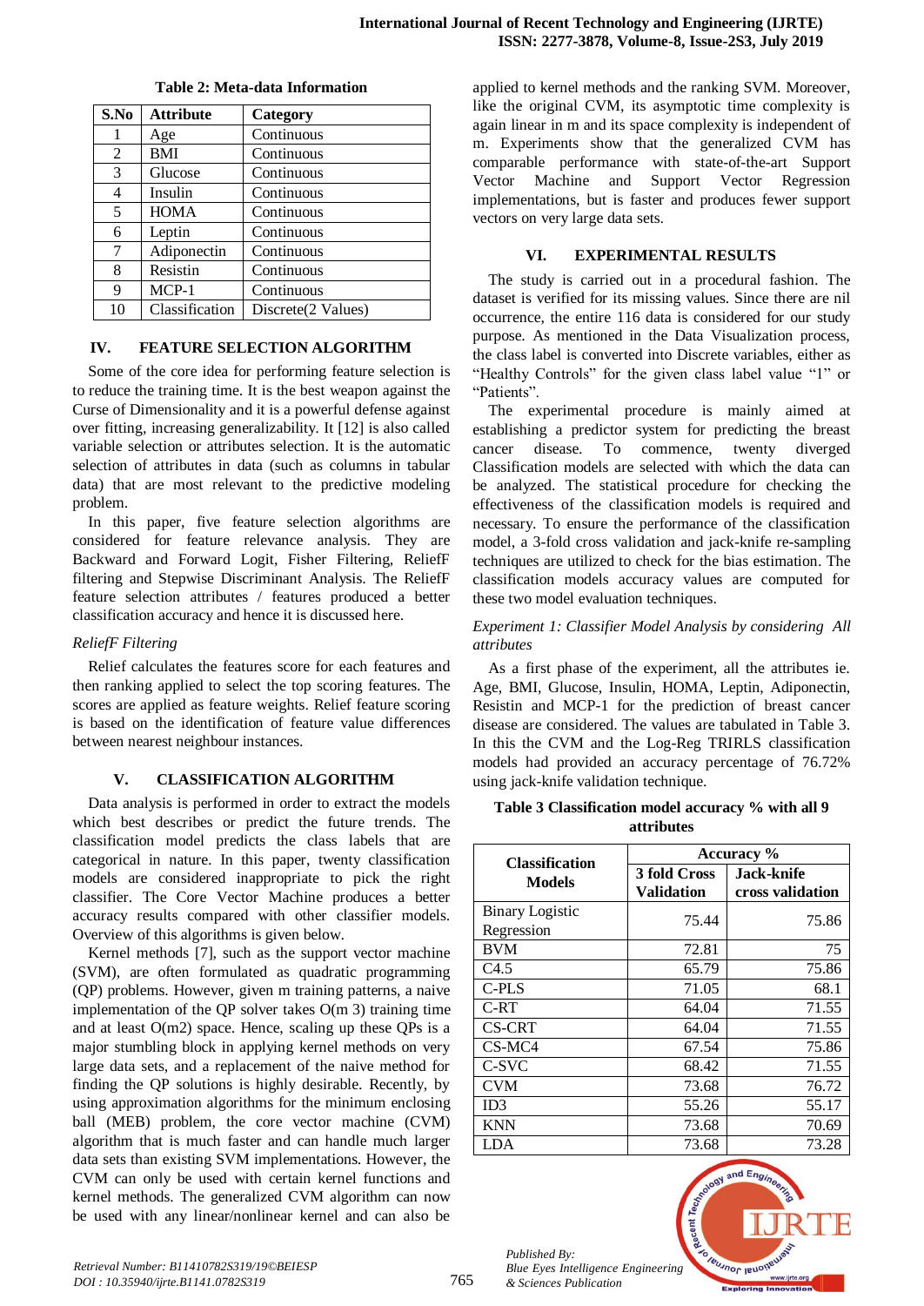**Table 2: Meta-data Information**

| S.No | Attribute | Category |
|---|---|---|
| 1 | Age | Continuous |
| 2 | BMI | Continuous |
| 3 | Glucose | Continuous |
| 4 | Insulin | Continuous |
| 5 | HOMA | Continuous |
| 6 | Leptin | Continuous |
| 7 | Adiponectin | Continuous |
| 8 | Resistin | Continuous |
| 9 | MCP-1 | Continuous |
| 10 | Classification | Discrete(2 Values) |

## IV. FEATURE SELECTION ALGORITHM

Some of the core idea for performing feature selection is to reduce the training time. It is the best weapon against the Curse of Dimensionality and it is a powerful defense against over fitting, increasing generalizability. It [12] is also called variable selection or attributes selection. It is the automatic selection of attributes in data (such as columns in tabular data) that are most relevant to the predictive modeling problem.

In this paper, five feature selection algorithms are considered for feature relevance analysis. They are Backward and Forward Logit, Fisher Filtering, ReliefF filtering and Stepwise Discriminant Analysis. The ReliefF feature selection attributes / features produced a better classification accuracy and hence it is discussed here.

*ReliefF Filtering*

Relief calculates the features score for each features and then ranking applied to select the top scoring features. The scores are applied as feature weights. Relief feature scoring is based on the identification of feature value differences between nearest neighbour instances.

## V. CLASSIFICATION ALGORITHM

Data analysis is performed in order to extract the models which best describes or predict the future trends. The classification model predicts the class labels that are categorical in nature. In this paper, twenty classification models are considered inappropriate to pick the right classifier. The Core Vector Machine produces a better accuracy results compared with other classifier models. Overview of this algorithms is given below.

Kernel methods [7], such as the support vector machine (SVM), are often formulated as quadratic programming (QP) problems. However, given m training patterns, a naive implementation of the QP solver takes O(m 3) training time and at least O(m2) space. Hence, scaling up these QPs is a major stumbling block in applying kernel methods on very large data sets, and a replacement of the naive method for finding the QP solutions is highly desirable. Recently, by using approximation algorithms for the minimum enclosing ball (MEB) problem, the core vector machine (CVM) algorithm that is much faster and can handle much larger data sets than existing SVM implementations. However, the CVM can only be used with certain kernel functions and kernel methods. The generalized CVM algorithm can now be used with any linear/nonlinear kernel and can also be applied to kernel methods and the ranking SVM. Moreover, like the original CVM, its asymptotic time complexity is again linear in m and its space complexity is independent of m. Experiments show that the generalized CVM has comparable performance with state-of-the-art Support Vector Machine and Support Vector Regression implementations, but is faster and produces fewer support vectors on very large data sets.

## VI. EXPERIMENTAL RESULTS

The study is carried out in a procedural fashion. The dataset is verified for its missing values. Since there are nil occurrence, the entire 116 data is considered for our study purpose. As mentioned in the Data Visualization process, the class label is converted into Discrete variables, either as "Healthy Controls" for the given class label value "1" or "Patients".

The experimental procedure is mainly aimed at establishing a predictor system for predicting the breast cancer disease. To commence, twenty diverged Classification models are selected with which the data can be analyzed. The statistical procedure for checking the effectiveness of the classification models is required and necessary. To ensure the performance of the classification model, a 3-fold cross validation and jack-knife re-sampling techniques are utilized to check for the bias estimation. The classification models accuracy values are computed for these two model evaluation techniques.

*Experiment 1: Classifier Model Analysis by considering All attributes*

As a first phase of the experiment, all the attributes ie. Age, BMI, Glucose, Insulin, HOMA, Leptin, Adiponectin, Resistin and MCP-1 for the prediction of breast cancer disease are considered. The values are tabulated in Table 3. In this the CVM and the Log-Reg TRIRLS classification models had provided an accuracy percentage of 76.72% using jack-knife validation technique.

**Table 3 Classification model accuracy % with all 9 attributes**

| Classification Models | Accuracy % | |
|---|---|---|
| | 3 fold Cross Validation | Jack-knife cross validation |
| Binary Logistic Regression | 75.44 | 75.86 |
| BVM | 72.81 | 75 |
| C4.5 | 65.79 | 75.86 |
| C-PLS | 71.05 | 68.1 |
| C-RT | 64.04 | 71.55 |
| CS-CRT | 64.04 | 71.55 |
| CS-MC4 | 67.54 | 75.86 |
| C-SVC | 68.42 | 71.55 |
| CVM | 73.68 | 76.72 |
| ID3 | 55.26 | 55.17 |
| KNN | 73.68 | 70.69 |
| LDA | 73.68 | 73.28 |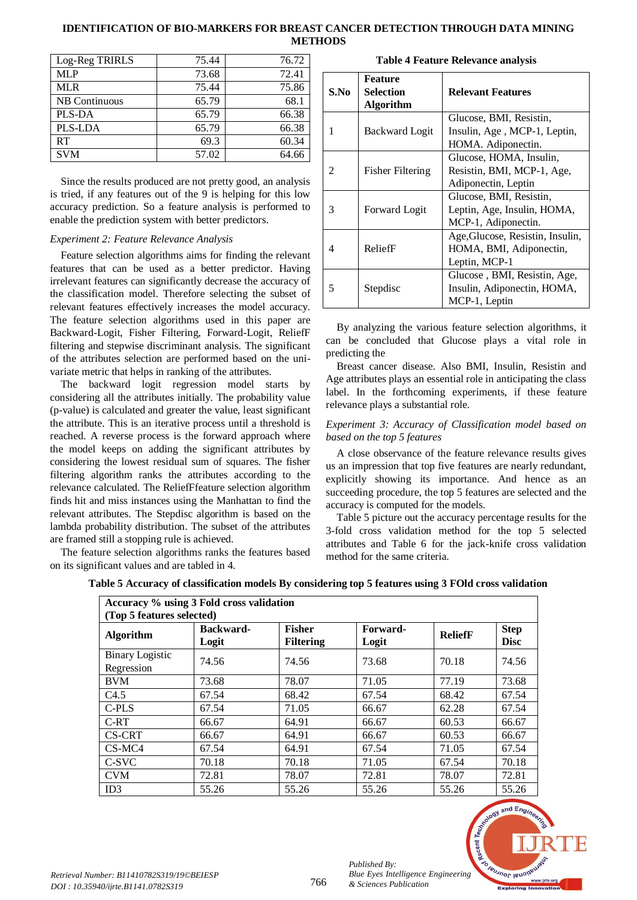| Log-Reg TRIRLS | 75.44 | 76.72 |
|---|---|---|
| MLP | 73.68 | 72.41 |
| MLR | 75.44 | 75.86 |
| NB Continuous | 65.79 | 68.1 |
| PLS-DA | 65.79 | 66.38 |
| PLS-LDA | 65.79 | 66.38 |
| RT | 69.3 | 60.34 |
| SVM | 57.02 | 64.66 |

Since the results produced are not pretty good, an analysis is tried, if any features out of the 9 is helping for this low accuracy prediction. So a feature analysis is performed to enable the prediction system with better predictors.

*Experiment 2: Feature Relevance Analysis*

Feature selection algorithms aims for finding the relevant features that can be used as a better predictor. Having irrelevant features can significantly decrease the accuracy of the classification model. Therefore selecting the subset of relevant features effectively increases the model accuracy. The feature selection algorithms used in this paper are Backward-Logit, Fisher Filtering, Forward-Logit, ReliefF filtering and stepwise discriminant analysis. The significant of the attributes selection are performed based on the uni-variate metric that helps in ranking of the attributes.

The backward logit regression model starts by considering all the attributes initially. The probability value (p-value) is calculated and greater the value, least significant the attribute. This is an iterative process until a threshold is reached. A reverse process is the forward approach where the model keeps on adding the significant attributes by considering the lowest residual sum of squares. The fisher filtering algorithm ranks the attributes according to the relevance calculated. The ReliefFfeature selection algorithm finds hit and miss instances using the Manhattan to find the relevant attributes. The Stepdisc algorithm is based on the lambda probability distribution. The subset of the attributes are framed still a stopping rule is achieved.

The feature selection algorithms ranks the features based on its significant values and are tabled in 4.

**Table 4 Feature Relevance analysis**

| S.No | Feature Selection Algorithm | Relevant Features |
|---|---|---|
| 1 | Backward Logit | Glucose, BMI, Resistin, Insulin, Age , MCP-1, Leptin, HOMA. Adiponectin. |
| 2 | Fisher Filtering | Glucose, HOMA, Insulin, Resistin, BMI, MCP-1, Age, Adiponectin, Leptin |
| 3 | Forward Logit | Glucose, BMI, Resistin, Leptin, Age, Insulin, HOMA, MCP-1, Adiponectin. |
| 4 | ReliefF | Age,Glucose, Resistin, Insulin, HOMA, BMI, Adiponectin, Leptin, MCP-1 |
| 5 | Stepdisc | Glucose , BMI, Resistin, Age, Insulin, Adiponectin, HOMA, MCP-1, Leptin |

By analyzing the various feature selection algorithms, it can be concluded that Glucose plays a vital role in predicting the

Breast cancer disease. Also BMI, Insulin, Resistin and Age attributes plays an essential role in anticipating the class label. In the forthcoming experiments, if these feature relevance plays a substantial role.

*Experiment 3: Accuracy of Classification model based on based on the top 5 features*

A close observance of the feature relevance results gives us an impression that top five features are nearly redundant, explicitly showing its importance. And hence as an succeeding procedure, the top 5 features are selected and the accuracy is computed for the models.

Table 5 picture out the accuracy percentage results for the 3-fold cross validation method for the top 5 selected attributes and Table 6 for the jack-knife cross validation method for the same criteria.

**Table 5 Accuracy of classification models By considering top 5 features using 3 FOld cross validation**

| **Accuracy % using 3 Fold cross validation (Top 5 features selected)** | | | | | |
|---|---|---|---|---|---|
| **Algorithm** | **Backward-Logit** | **Fisher Filtering** | **Forward-Logit** | **ReliefF** | **Step Disc** |
| Binary Logistic Regression | 74.56 | 74.56 | 73.68 | 70.18 | 74.56 |
| BVM | 73.68 | 78.07 | 71.05 | 77.19 | 73.68 |
| C4.5 | 67.54 | 68.42 | 67.54 | 68.42 | 67.54 |
| C-PLS | 67.54 | 71.05 | 66.67 | 62.28 | 67.54 |
| C-RT | 66.67 | 64.91 | 66.67 | 60.53 | 66.67 |
| CS-CRT | 66.67 | 64.91 | 66.67 | 60.53 | 66.67 |
| CS-MC4 | 67.54 | 64.91 | 67.54 | 71.05 | 67.54 |
| C-SVC | 70.18 | 70.18 | 71.05 | 67.54 | 70.18 |
| CVM | 72.81 | 78.07 | 72.81 | 78.07 | 72.81 |
| ID3 | 55.26 | 55.26 | 55.26 | 55.26 | 55.26 |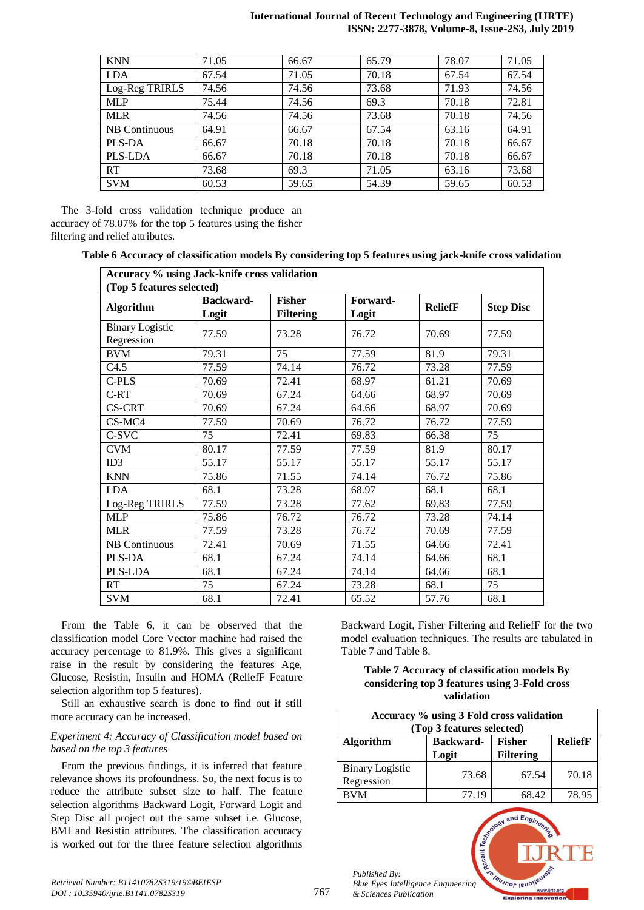| KNN | 71.05 | 66.67 | 65.79 | 78.07 | 71.05 |
|---|---|---|---|---|---|
| LDA | 67.54 | 71.05 | 70.18 | 67.54 | 67.54 |
| Log-Reg TRIRLS | 74.56 | 74.56 | 73.68 | 71.93 | 74.56 |
| MLP | 75.44 | 74.56 | 69.3 | 70.18 | 72.81 |
| MLR | 74.56 | 74.56 | 73.68 | 70.18 | 74.56 |
| NB Continuous | 64.91 | 66.67 | 67.54 | 63.16 | 64.91 |
| PLS-DA | 66.67 | 70.18 | 70.18 | 70.18 | 66.67 |
| PLS-LDA | 66.67 | 70.18 | 70.18 | 70.18 | 66.67 |
| RT | 73.68 | 69.3 | 71.05 | 63.16 | 73.68 |
| SVM | 60.53 | 59.65 | 54.39 | 59.65 | 60.53 |

The 3-fold cross validation technique produce an accuracy of 78.07% for the top 5 features using the fisher filtering and relief attributes.

**Table 6 Accuracy of classification models By considering top 5 features using jack-knife cross validation**

| Accuracy % using Jack-knife cross validation (Top 5 features selected) | | | | | |
|---|---|---|---|---|---|
| **Algorithm** | **Backward-Logit** | **Fisher Filtering** | **Forward-Logit** | **ReliefF** | **Step Disc** |
| Binary Logistic Regression | 77.59 | 73.28 | 76.72 | 70.69 | 77.59 |
| BVM | 79.31 | 75 | 77.59 | 81.9 | 79.31 |
| C4.5 | 77.59 | 74.14 | 76.72 | 73.28 | 77.59 |
| C-PLS | 70.69 | 72.41 | 68.97 | 61.21 | 70.69 |
| C-RT | 70.69 | 67.24 | 64.66 | 68.97 | 70.69 |
| CS-CRT | 70.69 | 67.24 | 64.66 | 68.97 | 70.69 |
| CS-MC4 | 77.59 | 70.69 | 76.72 | 76.72 | 77.59 |
| C-SVC | 75 | 72.41 | 69.83 | 66.38 | 75 |
| CVM | 80.17 | 77.59 | 77.59 | 81.9 | 80.17 |
| ID3 | 55.17 | 55.17 | 55.17 | 55.17 | 55.17 |
| KNN | 75.86 | 71.55 | 74.14 | 76.72 | 75.86 |
| LDA | 68.1 | 73.28 | 68.97 | 68.1 | 68.1 |
| Log-Reg TRIRLS | 77.59 | 73.28 | 77.62 | 69.83 | 77.59 |
| MLP | 75.86 | 76.72 | 76.72 | 73.28 | 74.14 |
| MLR | 77.59 | 73.28 | 76.72 | 70.69 | 77.59 |
| NB Continuous | 72.41 | 70.69 | 71.55 | 64.66 | 72.41 |
| PLS-DA | 68.1 | 67.24 | 74.14 | 64.66 | 68.1 |
| PLS-LDA | 68.1 | 67.24 | 74.14 | 64.66 | 68.1 |
| RT | 75 | 67.24 | 73.28 | 68.1 | 75 |
| SVM | 68.1 | 72.41 | 65.52 | 57.76 | 68.1 |

From the Table 6, it can be observed that the classification model Core Vector machine had raised the accuracy percentage to 81.9%. This gives a significant raise in the result by considering the features Age, Glucose, Resistin, Insulin and HOMA (ReliefF Feature selection algorithm top 5 features).

Still an exhaustive search is done to find out if still more accuracy can be increased.

*Experiment 4: Accuracy of Classification model based on based on the top 3 features*

From the previous findings, it is inferred that feature relevance shows its profoundness. So, the next focus is to reduce the attribute subset size to half. The feature selection algorithms Backward Logit, Forward Logit and Step Disc all project out the same subset i.e. Glucose, BMI and Resistin attributes. The classification accuracy is worked out for the three feature selection algorithms Backward Logit, Fisher Filtering and ReliefF for the two model evaluation techniques. The results are tabulated in Table 7 and Table 8.

**Table 7 Accuracy of classification models By considering top 3 features using 3-Fold cross validation**

| Accuracy % using 3 Fold cross validation (Top 3 features selected) | | | |
|---|---|---|---|
| **Algorithm** | **Backward-Logit** | **Fisher Filtering** | **ReliefF** |
| Binary Logistic Regression | 73.68 | 67.54 | 70.18 |
| BVM | 77.19 | 68.42 | 78.95 |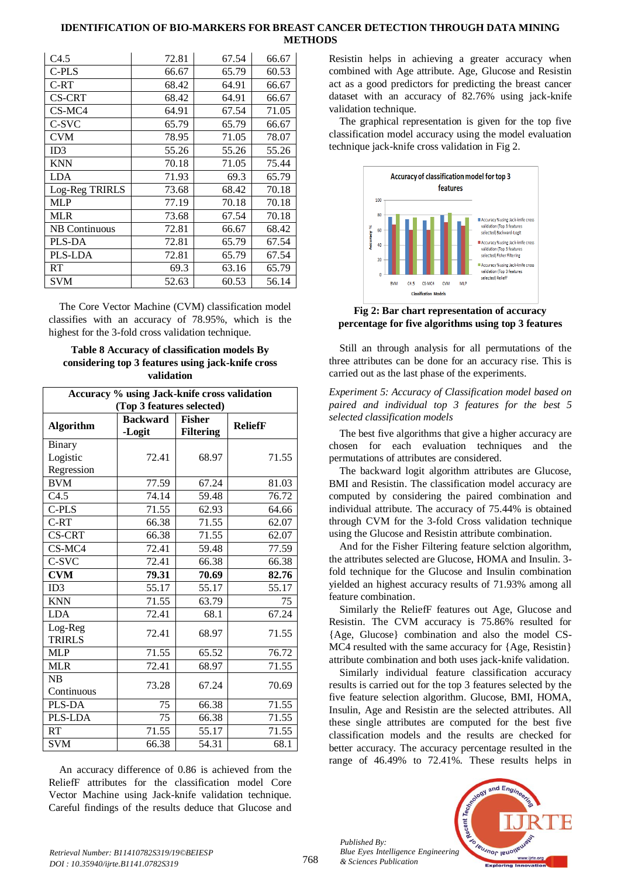| | | | |
|---|---|---|---|
| C4.5 | 72.81 | 67.54 | 66.67 |
| C-PLS | 66.67 | 65.79 | 60.53 |
| C-RT | 68.42 | 64.91 | 66.67 |
| CS-CRT | 68.42 | 64.91 | 66.67 |
| CS-MC4 | 64.91 | 67.54 | 71.05 |
| C-SVC | 65.79 | 65.79 | 66.67 |
| CVM | 78.95 | 71.05 | 78.07 |
| ID3 | 55.26 | 55.26 | 55.26 |
| KNN | 70.18 | 71.05 | 75.44 |
| LDA | 71.93 | 69.3 | 65.79 |
| Log-Reg TRIRLS | 73.68 | 68.42 | 70.18 |
| MLP | 77.19 | 70.18 | 70.18 |
| MLR | 73.68 | 67.54 | 70.18 |
| NB Continuous | 72.81 | 66.67 | 68.42 |
| PLS-DA | 72.81 | 65.79 | 67.54 |
| PLS-LDA | 72.81 | 65.79 | 67.54 |
| RT | 69.3 | 63.16 | 65.79 |
| SVM | 52.63 | 60.53 | 56.14 |

The Core Vector Machine (CVM) classification model classifies with an accuracy of 78.95%, which is the highest for the 3-fold cross validation technique.

**Table 8 Accuracy of classification models By considering top 3 features using jack-knife cross validation**

| Accuracy % using Jack-knife cross validation (Top 3 features selected) | | | |
|---|---|---|---|
| **Algorithm** | **Backward -Logit** | **Fisher Filtering** | **ReliefF** |
| Binary Logistic Regression | 72.41 | 68.97 | 71.55 |
| BVM | 77.59 | 67.24 | 81.03 |
| C4.5 | 74.14 | 59.48 | 76.72 |
| C-PLS | 71.55 | 62.93 | 64.66 |
| C-RT | 66.38 | 71.55 | 62.07 |
| CS-CRT | 66.38 | 71.55 | 62.07 |
| CS-MC4 | 72.41 | 59.48 | 77.59 |
| C-SVC | 72.41 | 66.38 | 66.38 |
| **CVM** | **79.31** | **70.69** | **82.76** |
| ID3 | 55.17 | 55.17 | 55.17 |
| KNN | 71.55 | 63.79 | 75 |
| LDA | 72.41 | 68.1 | 67.24 |
| Log-Reg TRIRLS | 72.41 | 68.97 | 71.55 |
| MLP | 71.55 | 65.52 | 76.72 |
| MLR | 72.41 | 68.97 | 71.55 |
| NB Continuous | 73.28 | 67.24 | 70.69 |
| PLS-DA | 75 | 66.38 | 71.55 |
| PLS-LDA | 75 | 66.38 | 71.55 |
| RT | 71.55 | 55.17 | 71.55 |
| SVM | 66.38 | 54.31 | 68.1 |

An accuracy difference of 0.86 is achieved from the ReliefF attributes for the classification model Core Vector Machine using Jack-knife validation technique. Careful findings of the results deduce that Glucose and Resistin helps in achieving a greater accuracy when combined with Age attribute. Age, Glucose and Resistin act as a good predictors for predicting the breast cancer dataset with an accuracy of 82.76% using jack-knife validation technique.

The graphical representation is given for the top five classification model accuracy using the model evaluation technique jack-knife cross validation in Fig 2.

**Fig 2: Bar chart representation of accuracy percentage for five algorithms using top 3 features**

Still an through analysis for all permutations of the three attributes can be done for an accuracy rise. This is carried out as the last phase of the experiments.

*Experiment 5: Accuracy of Classification model based on paired and individual top 3 features for the best 5 selected classification models*

The best five algorithms that give a higher accuracy are chosen for each evaluation techniques and the permutations of attributes are considered.

The backward logit algorithm attributes are Glucose, BMI and Resistin. The classification model accuracy are computed by considering the paired combination and individual attribute. The accuracy of 75.44% is obtained through CVM for the 3-fold Cross validation technique using the Glucose and Resistin attribute combination.

And for the Fisher Filtering feature selction algorithm, the attributes selected are Glucose, HOMA and Insulin. 3-fold technique for the Glucose and Insulin combination yielded an highest accuracy results of 71.93% among all feature combination.

Similarly the ReliefF features out Age, Glucose and Resistin. The CVM accuracy is 75.86% resulted for {Age, Glucose} combination and also the model CS-MC4 resulted with the same accuracy for {Age, Resistin} attribute combination and both uses jack-knife validation.

Similarly individual feature classification accuracy results is carried out for the top 3 features selected by the five feature selection algorithm. Glucose, BMI, HOMA, Insulin, Age and Resistin are the selected attributes. All these single attributes are computed for the best five classification models and the results are checked for better accuracy. The accuracy percentage resulted in the range of 46.49% to 72.41%. These results helps in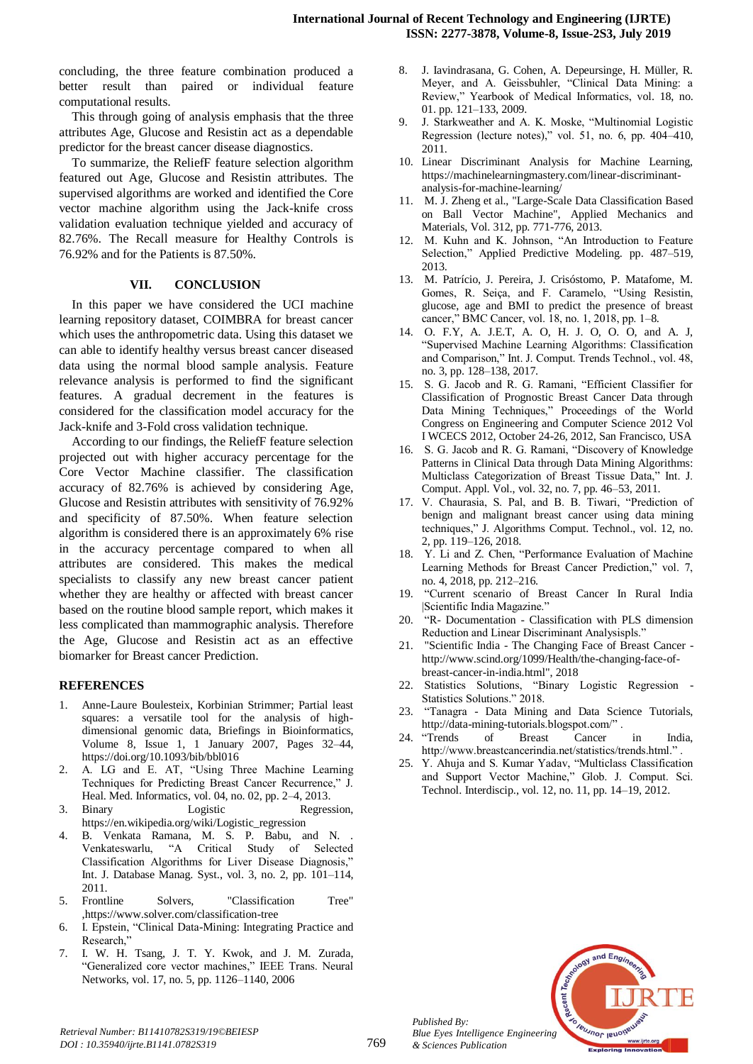concluding, the three feature combination produced a better result than paired or individual feature computational results.

This through going of analysis emphasis that the three attributes Age, Glucose and Resistin act as a dependable predictor for the breast cancer disease diagnostics.

To summarize, the ReliefF feature selection algorithm featured out Age, Glucose and Resistin attributes. The supervised algorithms are worked and identified the Core vector machine algorithm using the Jack-knife cross validation evaluation technique yielded and accuracy of 82.76%. The Recall measure for Healthy Controls is 76.92% and for the Patients is 87.50%.

## VII. CONCLUSION

In this paper we have considered the UCI machine learning repository dataset, COIMBRA for breast cancer which uses the anthropometric data. Using this dataset we can able to identify healthy versus breast cancer diseased data using the normal blood sample analysis. Feature relevance analysis is performed to find the significant features. A gradual decrement in the features is considered for the classification model accuracy for the Jack-knife and 3-Fold cross validation technique.

According to our findings, the ReliefF feature selection projected out with higher accuracy percentage for the Core Vector Machine classifier. The classification accuracy of 82.76% is achieved by considering Age, Glucose and Resistin attributes with sensitivity of 76.92% and specificity of 87.50%. When feature selection algorithm is considered there is an approximately 6% rise in the accuracy percentage compared to when all attributes are considered. This makes the medical specialists to classify any new breast cancer patient whether they are healthy or affected with breast cancer based on the routine blood sample report, which makes it less complicated than mammographic analysis. Therefore the Age, Glucose and Resistin act as an effective biomarker for Breast cancer Prediction.

## REFERENCES

1. Anne-Laure Boulesteix, Korbinian Strimmer; Partial least squares: a versatile tool for the analysis of high-dimensional genomic data, Briefings in Bioinformatics, Volume 8, Issue 1, 1 January 2007, Pages 32–44, https://doi.org/10.1093/bib/bbl016
2. A. LG and E. AT, "Using Three Machine Learning Techniques for Predicting Breast Cancer Recurrence," J. Heal. Med. Informatics, vol. 04, no. 02, pp. 2–4, 2013.
3. Binary Logistic Regression, https://en.wikipedia.org/wiki/Logistic_regression
4. B. Venkata Ramana, M. S. P. Babu, and N. . Venkateswarlu, "A Critical Study of Selected Classification Algorithms for Liver Disease Diagnosis," Int. J. Database Manag. Syst., vol. 3, no. 2, pp. 101–114, 2011.
5. Frontline Solvers, "Classification Tree" ,https://www.solver.com/classification-tree
6. I. Epstein, "Clinical Data-Mining: Integrating Practice and Research,"
7. I. W. H. Tsang, J. T. Y. Kwok, and J. M. Zurada, "Generalized core vector machines," IEEE Trans. Neural Networks, vol. 17, no. 5, pp. 1126–1140, 2006
8. J. Iavindrasana, G. Cohen, A. Depeursinge, H. Müller, R. Meyer, and A. Geissbuhler, "Clinical Data Mining: a Review," Yearbook of Medical Informatics, vol. 18, no. 01. pp. 121–133, 2009.
9. J. Starkweather and A. K. Moske, "Multinomial Logistic Regression (lecture notes)," vol. 51, no. 6, pp. 404–410, 2011.
10. Linear Discriminant Analysis for Machine Learning, https://machinelearningmastery.com/linear-discriminant-analysis-for-machine-learning/
11. M. J. Zheng et al., "Large-Scale Data Classification Based on Ball Vector Machine", Applied Mechanics and Materials, Vol. 312, pp. 771-776, 2013.
12. M. Kuhn and K. Johnson, "An Introduction to Feature Selection," Applied Predictive Modeling. pp. 487–519, 2013.
13. M. Patrício, J. Pereira, J. Crisóstomo, P. Matafome, M. Gomes, R. Seiça, and F. Caramelo, "Using Resistin, glucose, age and BMI to predict the presence of breast cancer," BMC Cancer, vol. 18, no. 1, 2018, pp. 1–8.
14. O. F.Y, A. J.E.T, A. O, H. J. O, O. O, and A. J, "Supervised Machine Learning Algorithms: Classification and Comparison," Int. J. Comput. Trends Technol., vol. 48, no. 3, pp. 128–138, 2017.
15. S. G. Jacob and R. G. Ramani, "Efficient Classifier for Classification of Prognostic Breast Cancer Data through Data Mining Techniques," Proceedings of the World Congress on Engineering and Computer Science 2012 Vol I WCECS 2012, October 24-26, 2012, San Francisco, USA
16. S. G. Jacob and R. G. Ramani, "Discovery of Knowledge Patterns in Clinical Data through Data Mining Algorithms: Multiclass Categorization of Breast Tissue Data," Int. J. Comput. Appl. Vol., vol. 32, no. 7, pp. 46–53, 2011.
17. V. Chaurasia, S. Pal, and B. B. Tiwari, "Prediction of benign and malignant breast cancer using data mining techniques," J. Algorithms Comput. Technol., vol. 12, no. 2, pp. 119–126, 2018.
18. Y. Li and Z. Chen, "Performance Evaluation of Machine Learning Methods for Breast Cancer Prediction," vol. 7, no. 4, 2018, pp. 212–216.
19. "Current scenario of Breast Cancer In Rural India |Scientific India Magazine."
20. "R- Documentation - Classification with PLS dimension Reduction and Linear Discriminant Analysispls."
21. "Scientific India - The Changing Face of Breast Cancer - http://www.scind.org/1099/Health/the-changing-face-of-breast-cancer-in-india.html", 2018
22. Statistics Solutions, "Binary Logistic Regression - Statistics Solutions." 2018.
23. "Tanagra - Data Mining and Data Science Tutorials, http://data-mining-tutorials.blogspot.com/" .
24. "Trends of Breast Cancer in India, http://www.breastcancerindia.net/statistics/trends.html." .
25. Y. Ahuja and S. Kumar Yadav, "Multiclass Classification and Support Vector Machine," Glob. J. Comput. Sci. Technol. Interdiscip., vol. 12, no. 11, pp. 14–19, 2012.